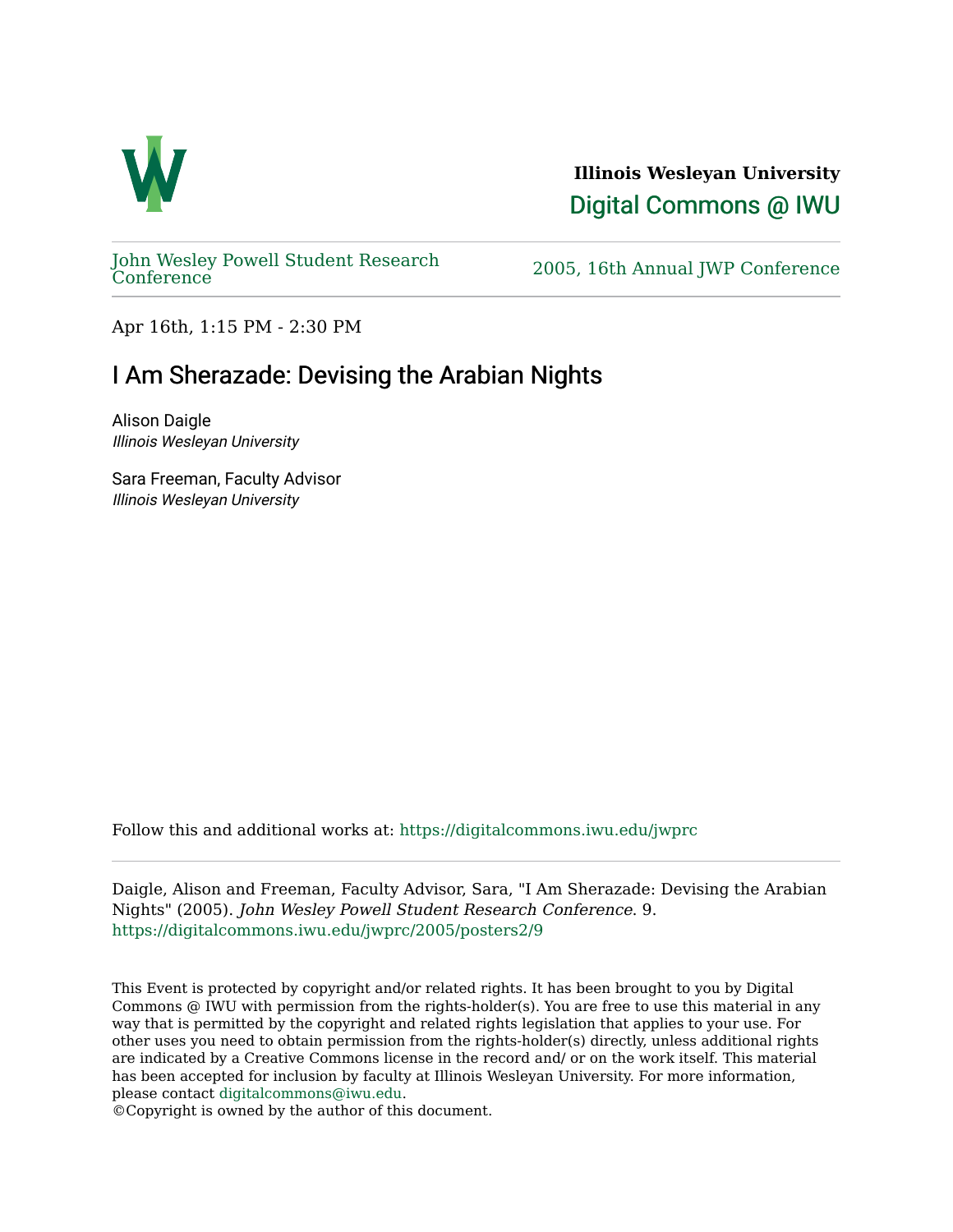Illinois Wesleyan University

Digital Commons @ IWU

John Wesley Powell Student Research Conference

2005, 16th Annual JWP Conference

Apr 16th, 1:15 PM - 2:30 PM

# I Am Sherazade: Devising the Arabian Nights

Alison Daigle
*Illinois Wesleyan University*

Sara Freeman, Faculty Advisor
*Illinois Wesleyan University*

Follow this and additional works at: https://digitalcommons.iwu.edu/jwprc

Daigle, Alison and Freeman, Faculty Advisor, Sara, "I Am Sherazade: Devising the Arabian Nights" (2005). *John Wesley Powell Student Research Conference*. 9.
https://digitalcommons.iwu.edu/jwprc/2005/posters2/9

This Event is protected by copyright and/or related rights. It has been brought to you by Digital Commons @ IWU with permission from the rights-holder(s). You are free to use this material in any way that is permitted by the copyright and related rights legislation that applies to your use. For other uses you need to obtain permission from the rights-holder(s) directly, unless additional rights are indicated by a Creative Commons license in the record and/ or on the work itself. This material has been accepted for inclusion by faculty at Illinois Wesleyan University. For more information, please contact digitalcommons@iwu.edu.
©Copyright is owned by the author of this document.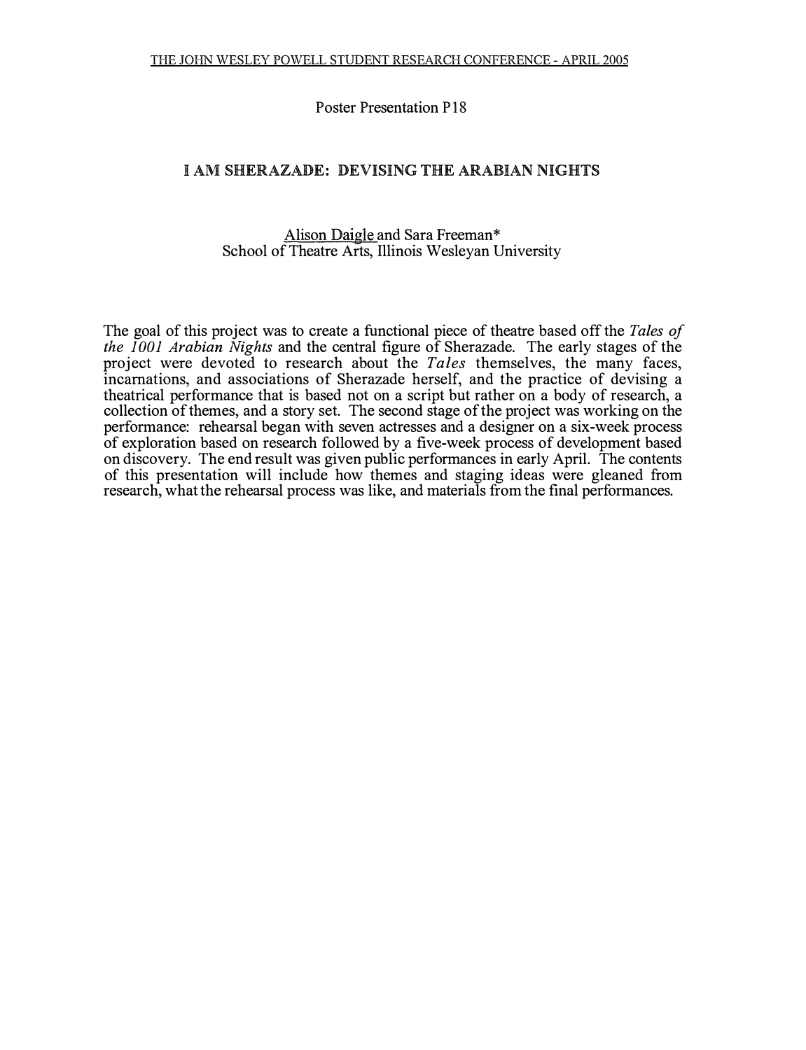Poster Presentation P18

# I AM SHERAZADE: DEVISING THE ARABIAN NIGHTS

Alison Daigle and Sara Freeman*
School of Theatre Arts, Illinois Wesleyan University

The goal of this project was to create a functional piece of theatre based off the *Tales of the 1001 Arabian Nights* and the central figure of Sherazade. The early stages of the project were devoted to research about the *Tales* themselves, the many faces, incarnations, and associations of Sherazade herself, and the practice of devising a theatrical performance that is based not on a script but rather on a body of research, a collection of themes, and a story set. The second stage of the project was working on the performance: rehearsal began with seven actresses and a designer on a six-week process of exploration based on research followed by a five-week process of development based on discovery. The end result was given public performances in early April. The contents of this presentation will include how themes and staging ideas were gleaned from research, what the rehearsal process was like, and materials from the final performances.